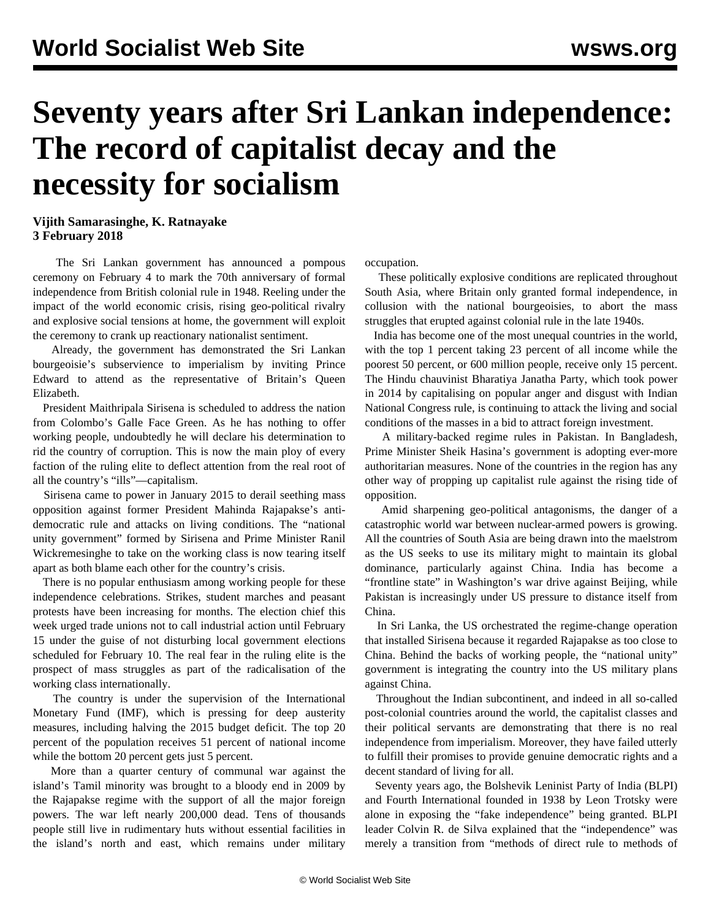# Seventy years after Sri Lankan independence: The record of capitalist decay and the necessity for socialism

**Vijith Samarasinghe, K. Ratnayake**
**3 February 2018**

The Sri Lankan government has announced a pompous ceremony on February 4 to mark the 70th anniversary of formal independence from British colonial rule in 1948. Reeling under the impact of the world economic crisis, rising geo-political rivalry and explosive social tensions at home, the government will exploit the ceremony to crank up reactionary nationalist sentiment.

Already, the government has demonstrated the Sri Lankan bourgeoisie's subservience to imperialism by inviting Prince Edward to attend as the representative of Britain's Queen Elizabeth.

President Maithripala Sirisena is scheduled to address the nation from Colombo's Galle Face Green. As he has nothing to offer working people, undoubtedly he will declare his determination to rid the country of corruption. This is now the main ploy of every faction of the ruling elite to deflect attention from the real root of all the country's "ills"—capitalism.

Sirisena came to power in January 2015 to derail seething mass opposition against former President Mahinda Rajapakse's anti-democratic rule and attacks on living conditions. The "national unity government" formed by Sirisena and Prime Minister Ranil Wickremesinghe to take on the working class is now tearing itself apart as both blame each other for the country's crisis.

There is no popular enthusiasm among working people for these independence celebrations. Strikes, student marches and peasant protests have been increasing for months. The election chief this week urged trade unions not to call industrial action until February 15 under the guise of not disturbing local government elections scheduled for February 10. The real fear in the ruling elite is the prospect of mass struggles as part of the radicalisation of the working class internationally.

The country is under the supervision of the International Monetary Fund (IMF), which is pressing for deep austerity measures, including halving the 2015 budget deficit. The top 20 percent of the population receives 51 percent of national income while the bottom 20 percent gets just 5 percent.

More than a quarter century of communal war against the island's Tamil minority was brought to a bloody end in 2009 by the Rajapakse regime with the support of all the major foreign powers. The war left nearly 200,000 dead. Tens of thousands people still live in rudimentary huts without essential facilities in the island's north and east, which remains under military occupation.

These politically explosive conditions are replicated throughout South Asia, where Britain only granted formal independence, in collusion with the national bourgeoisies, to abort the mass struggles that erupted against colonial rule in the late 1940s.

India has become one of the most unequal countries in the world, with the top 1 percent taking 23 percent of all income while the poorest 50 percent, or 600 million people, receive only 15 percent. The Hindu chauvinist Bharatiya Janatha Party, which took power in 2014 by capitalising on popular anger and disgust with Indian National Congress rule, is continuing to attack the living and social conditions of the masses in a bid to attract foreign investment.

A military-backed regime rules in Pakistan. In Bangladesh, Prime Minister Sheik Hasina's government is adopting ever-more authoritarian measures. None of the countries in the region has any other way of propping up capitalist rule against the rising tide of opposition.

Amid sharpening geo-political antagonisms, the danger of a catastrophic world war between nuclear-armed powers is growing. All the countries of South Asia are being drawn into the maelstrom as the US seeks to use its military might to maintain its global dominance, particularly against China. India has become a "frontline state" in Washington's war drive against Beijing, while Pakistan is increasingly under US pressure to distance itself from China.

In Sri Lanka, the US orchestrated the regime-change operation that installed Sirisena because it regarded Rajapakse as too close to China. Behind the backs of working people, the "national unity" government is integrating the country into the US military plans against China.

Throughout the Indian subcontinent, and indeed in all so-called post-colonial countries around the world, the capitalist classes and their political servants are demonstrating that there is no real independence from imperialism. Moreover, they have failed utterly to fulfill their promises to provide genuine democratic rights and a decent standard of living for all.

Seventy years ago, the Bolshevik Leninist Party of India (BLPI) and Fourth International founded in 1938 by Leon Trotsky were alone in exposing the "fake independence" being granted. BLPI leader Colvin R. de Silva explained that the "independence" was merely a transition from "methods of direct rule to methods of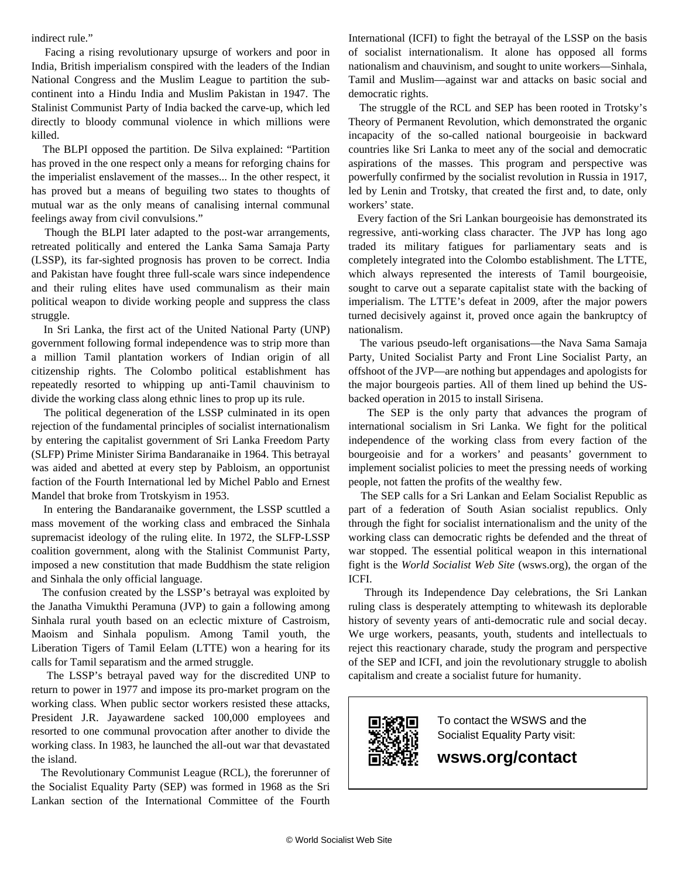indirect rule."

Facing a rising revolutionary upsurge of workers and poor in India, British imperialism conspired with the leaders of the Indian National Congress and the Muslim League to partition the subcontinent into a Hindu India and Muslim Pakistan in 1947. The Stalinist Communist Party of India backed the carve-up, which led directly to bloody communal violence in which millions were killed.

The BLPI opposed the partition. De Silva explained: "Partition has proved in the one respect only a means for reforging chains for the imperialist enslavement of the masses... In the other respect, it has proved but a means of beguiling two states to thoughts of mutual war as the only means of canalising internal communal feelings away from civil convulsions."

Though the BLPI later adapted to the post-war arrangements, retreated politically and entered the Lanka Sama Samaja Party (LSSP), its far-sighted prognosis has proven to be correct. India and Pakistan have fought three full-scale wars since independence and their ruling elites have used communalism as their main political weapon to divide working people and suppress the class struggle.

In Sri Lanka, the first act of the United National Party (UNP) government following formal independence was to strip more than a million Tamil plantation workers of Indian origin of all citizenship rights. The Colombo political establishment has repeatedly resorted to whipping up anti-Tamil chauvinism to divide the working class along ethnic lines to prop up its rule.

The political degeneration of the LSSP culminated in its open rejection of the fundamental principles of socialist internationalism by entering the capitalist government of Sri Lanka Freedom Party (SLFP) Prime Minister Sirima Bandaranaike in 1964. This betrayal was aided and abetted at every step by Pabloism, an opportunist faction of the Fourth International led by Michel Pablo and Ernest Mandel that broke from Trotskyism in 1953.

In entering the Bandaranaike government, the LSSP scuttled a mass movement of the working class and embraced the Sinhala supremacist ideology of the ruling elite. In 1972, the SLFP-LSSP coalition government, along with the Stalinist Communist Party, imposed a new constitution that made Buddhism the state religion and Sinhala the only official language.

The confusion created by the LSSP's betrayal was exploited by the Janatha Vimukthi Peramuna (JVP) to gain a following among Sinhala rural youth based on an eclectic mixture of Castroism, Maoism and Sinhala populism. Among Tamil youth, the Liberation Tigers of Tamil Eelam (LTTE) won a hearing for its calls for Tamil separatism and the armed struggle.

The LSSP's betrayal paved way for the discredited UNP to return to power in 1977 and impose its pro-market program on the working class. When public sector workers resisted these attacks, President J.R. Jayawardene sacked 100,000 employees and resorted to one communal provocation after another to divide the working class. In 1983, he launched the all-out war that devastated the island.

The Revolutionary Communist League (RCL), the forerunner of the Socialist Equality Party (SEP) was formed in 1968 as the Sri Lankan section of the International Committee of the Fourth International (ICFI) to fight the betrayal of the LSSP on the basis of socialist internationalism. It alone has opposed all forms nationalism and chauvinism, and sought to unite workers—Sinhala, Tamil and Muslim—against war and attacks on basic social and democratic rights.

The struggle of the RCL and SEP has been rooted in Trotsky's Theory of Permanent Revolution, which demonstrated the organic incapacity of the so-called national bourgeoisie in backward countries like Sri Lanka to meet any of the social and democratic aspirations of the masses. This program and perspective was powerfully confirmed by the socialist revolution in Russia in 1917, led by Lenin and Trotsky, that created the first and, to date, only workers' state.

Every faction of the Sri Lankan bourgeoisie has demonstrated its regressive, anti-working class character. The JVP has long ago traded its military fatigues for parliamentary seats and is completely integrated into the Colombo establishment. The LTTE, which always represented the interests of Tamil bourgeoisie, sought to carve out a separate capitalist state with the backing of imperialism. The LTTE's defeat in 2009, after the major powers turned decisively against it, proved once again the bankruptcy of nationalism.

The various pseudo-left organisations—the Nava Sama Samaja Party, United Socialist Party and Front Line Socialist Party, an offshoot of the JVP—are nothing but appendages and apologists for the major bourgeois parties. All of them lined up behind the US-backed operation in 2015 to install Sirisena.

The SEP is the only party that advances the program of international socialism in Sri Lanka. We fight for the political independence of the working class from every faction of the bourgeoisie and for a workers' and peasants' government to implement socialist policies to meet the pressing needs of working people, not fatten the profits of the wealthy few.

The SEP calls for a Sri Lankan and Eelam Socialist Republic as part of a federation of South Asian socialist republics. Only through the fight for socialist internationalism and the unity of the working class can democratic rights be defended and the threat of war stopped. The essential political weapon in this international fight is the *World Socialist Web Site* (wsws.org), the organ of the ICFI.

Through its Independence Day celebrations, the Sri Lankan ruling class is desperately attempting to whitewash its deplorable history of seventy years of anti-democratic rule and social decay. We urge workers, peasants, youth, students and intellectuals to reject this reactionary charade, study the program and perspective of the SEP and ICFI, and join the revolutionary struggle to abolish capitalism and create a socialist future for humanity.

To contact the WSWS and the Socialist Equality Party visit:

**wsws.org/contact**